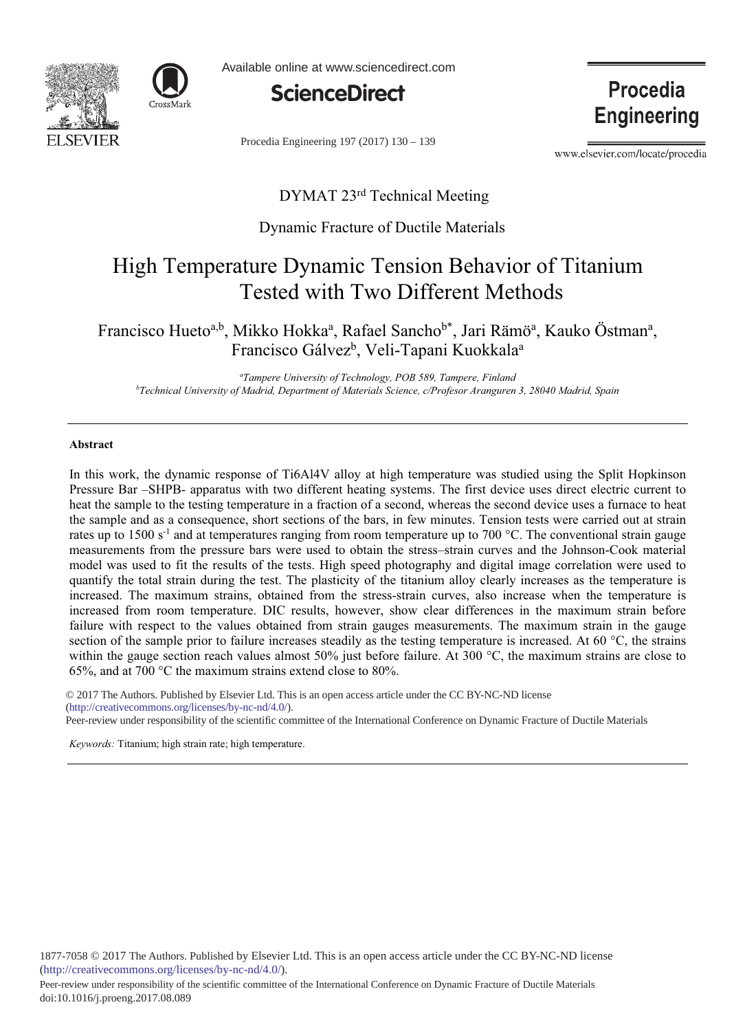DYMAT 23rd Technical Meeting

Dynamic Fracture of Ductile Materials

# High Temperature Dynamic Tension Behavior of Titanium Tested with Two Different Methods

Francisco Hueto[a,b], Mikko Hokka[a], Rafael Sancho[b*], Jari Rämö[a], Kauko Östman[a], Francisco Gálvez[b], Veli-Tapani Kuokkala[a]

[a]*Tampere University of Technology, POB 589, Tampere, Finland*
[b]*Technical University of Madrid, Department of Materials Science, c/Profesor Aranguren 3, 28040 Madrid, Spain*

---

**Abstract**

In this work, the dynamic response of Ti6Al4V alloy at high temperature was studied using the Split Hopkinson Pressure Bar –SHPB- apparatus with two different heating systems. The first device uses direct electric current to heat the sample to the testing temperature in a fraction of a second, whereas the second device uses a furnace to heat the sample and as a consequence, short sections of the bars, in few minutes. Tension tests were carried out at strain rates up to 1500 $s^{-1}$ and at temperatures ranging from room temperature up to 700 °C. The conventional strain gauge measurements from the pressure bars were used to obtain the stress–strain curves and the Johnson-Cook material model was used to fit the results of the tests. High speed photography and digital image correlation were used to quantify the total strain during the test. The plasticity of the titanium alloy clearly increases as the temperature is increased. The maximum strains, obtained from the stress-strain curves, also increase when the temperature is increased from room temperature. DIC results, however, show clear differences in the maximum strain before failure with respect to the values obtained from strain gauges measurements. The maximum strain in the gauge section of the sample prior to failure increases steadily as the testing temperature is increased. At 60 °C, the strains within the gauge section reach values almost 50% just before failure. At 300 °C, the maximum strains are close to 65%, and at 700 °C the maximum strains extend close to 80%.

© 2017 The Authors. Published by Elsevier Ltd. This is an open access article under the CC BY-NC-ND license (http://creativecommons.org/licenses/by-nc-nd/4.0/).
Peer-review under responsibility of the scientific committee of the International Conference on Dynamic Fracture of Ductile Materials

*Keywords:* Titanium; high strain rate; high temperature.

---

1877-7058 © 2017 The Authors. Published by Elsevier Ltd. This is an open access article under the CC BY-NC-ND license (http://creativecommons.org/licenses/by-nc-nd/4.0/).
Peer-review under responsibility of the scientific committee of the International Conference on Dynamic Fracture of Ductile Materials
doi:10.1016/j.proeng.2017.08.089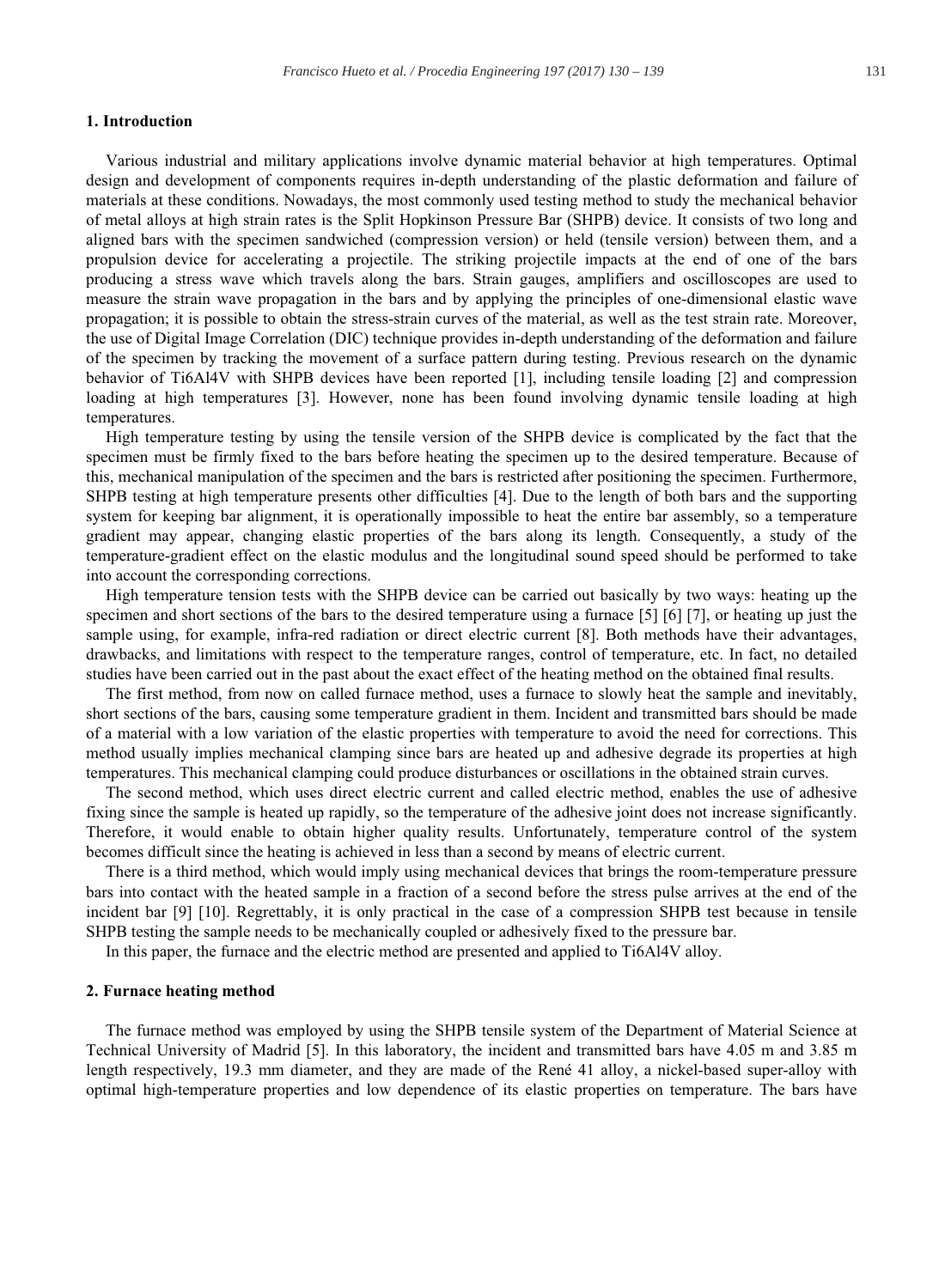## 1. Introduction

Various industrial and military applications involve dynamic material behavior at high temperatures. Optimal design and development of components requires in-depth understanding of the plastic deformation and failure of materials at these conditions. Nowadays, the most commonly used testing method to study the mechanical behavior of metal alloys at high strain rates is the Split Hopkinson Pressure Bar (SHPB) device. It consists of two long and aligned bars with the specimen sandwiched (compression version) or held (tensile version) between them, and a propulsion device for accelerating a projectile. The striking projectile impacts at the end of one of the bars producing a stress wave which travels along the bars. Strain gauges, amplifiers and oscilloscopes are used to measure the strain wave propagation in the bars and by applying the principles of one-dimensional elastic wave propagation; it is possible to obtain the stress-strain curves of the material, as well as the test strain rate. Moreover, the use of Digital Image Correlation (DIC) technique provides in-depth understanding of the deformation and failure of the specimen by tracking the movement of a surface pattern during testing. Previous research on the dynamic behavior of Ti6Al4V with SHPB devices have been reported [1], including tensile loading [2] and compression loading at high temperatures [3]. However, none has been found involving dynamic tensile loading at high temperatures.

High temperature testing by using the tensile version of the SHPB device is complicated by the fact that the specimen must be firmly fixed to the bars before heating the specimen up to the desired temperature. Because of this, mechanical manipulation of the specimen and the bars is restricted after positioning the specimen. Furthermore, SHPB testing at high temperature presents other difficulties [4]. Due to the length of both bars and the supporting system for keeping bar alignment, it is operationally impossible to heat the entire bar assembly, so a temperature gradient may appear, changing elastic properties of the bars along its length. Consequently, a study of the temperature-gradient effect on the elastic modulus and the longitudinal sound speed should be performed to take into account the corresponding corrections.

High temperature tension tests with the SHPB device can be carried out basically by two ways: heating up the specimen and short sections of the bars to the desired temperature using a furnace [5] [6] [7], or heating up just the sample using, for example, infra-red radiation or direct electric current [8]. Both methods have their advantages, drawbacks, and limitations with respect to the temperature ranges, control of temperature, etc. In fact, no detailed studies have been carried out in the past about the exact effect of the heating method on the obtained final results.

The first method, from now on called furnace method, uses a furnace to slowly heat the sample and inevitably, short sections of the bars, causing some temperature gradient in them. Incident and transmitted bars should be made of a material with a low variation of the elastic properties with temperature to avoid the need for corrections. This method usually implies mechanical clamping since bars are heated up and adhesive degrade its properties at high temperatures. This mechanical clamping could produce disturbances or oscillations in the obtained strain curves.

The second method, which uses direct electric current and called electric method, enables the use of adhesive fixing since the sample is heated up rapidly, so the temperature of the adhesive joint does not increase significantly. Therefore, it would enable to obtain higher quality results. Unfortunately, temperature control of the system becomes difficult since the heating is achieved in less than a second by means of electric current.

There is a third method, which would imply using mechanical devices that brings the room-temperature pressure bars into contact with the heated sample in a fraction of a second before the stress pulse arrives at the end of the incident bar [9] [10]. Regrettably, it is only practical in the case of a compression SHPB test because in tensile SHPB testing the sample needs to be mechanically coupled or adhesively fixed to the pressure bar.

In this paper, the furnace and the electric method are presented and applied to Ti6Al4V alloy.

## 2. Furnace heating method

The furnace method was employed by using the SHPB tensile system of the Department of Material Science at Technical University of Madrid [5]. In this laboratory, the incident and transmitted bars have 4.05 m and 3.85 m length respectively, 19.3 mm diameter, and they are made of the René 41 alloy, a nickel-based super-alloy with optimal high-temperature properties and low dependence of its elastic properties on temperature. The bars have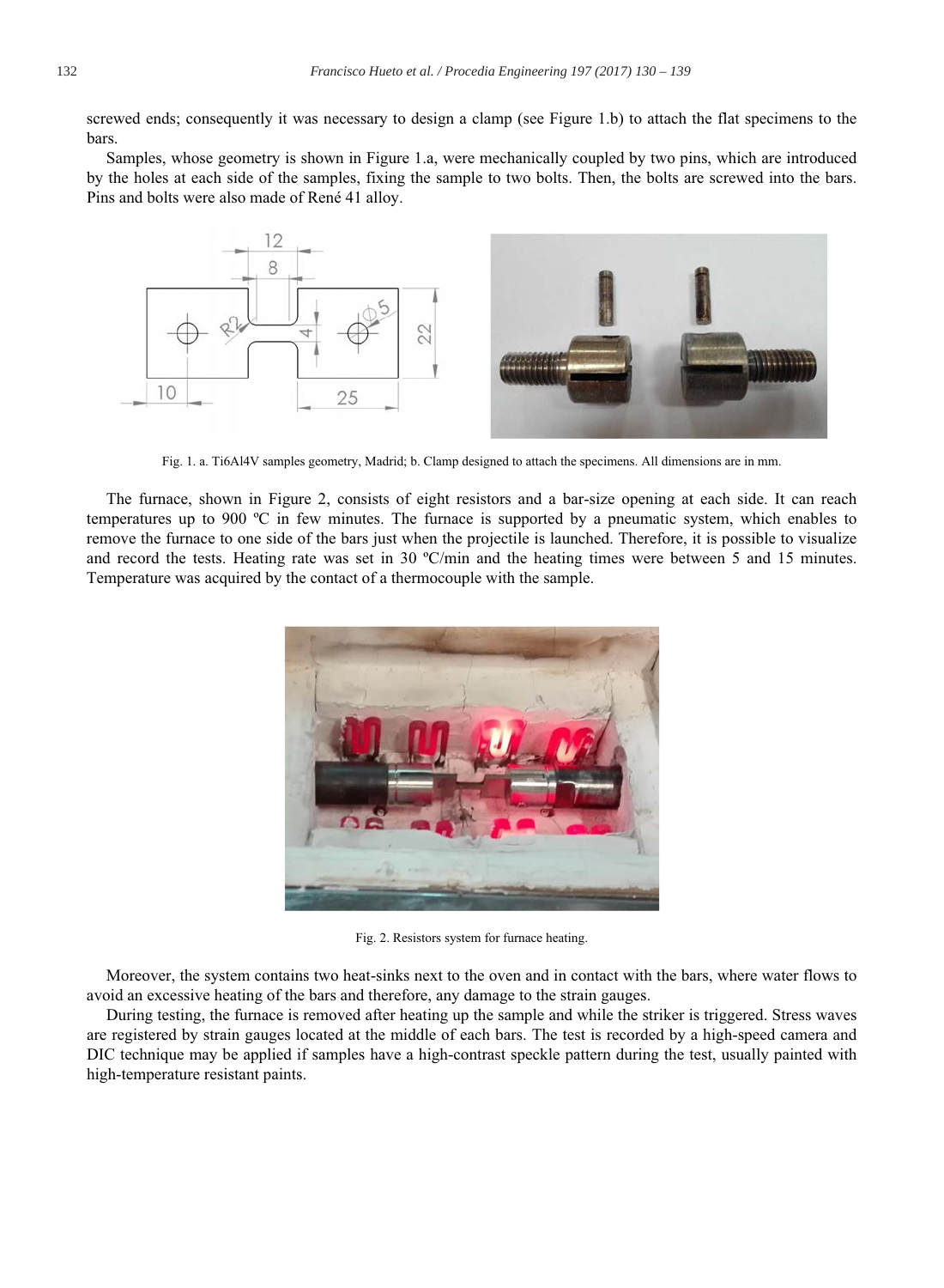screwed ends; consequently it was necessary to design a clamp (see Figure 1.b) to attach the flat specimens to the bars.

Samples, whose geometry is shown in Figure 1.a, were mechanically coupled by two pins, which are introduced by the holes at each side of the samples, fixing the sample to two bolts. Then, the bolts are screwed into the bars. Pins and bolts were also made of René 41 alloy.

Fig. 1. a. Ti6Al4V samples geometry, Madrid; b. Clamp designed to attach the specimens. All dimensions are in mm.

The furnace, shown in Figure 2, consists of eight resistors and a bar-size opening at each side. It can reach temperatures up to 900 ºC in few minutes. The furnace is supported by a pneumatic system, which enables to remove the furnace to one side of the bars just when the projectile is launched. Therefore, it is possible to visualize and record the tests. Heating rate was set in 30 ºC/min and the heating times were between 5 and 15 minutes. Temperature was acquired by the contact of a thermocouple with the sample.

Fig. 2. Resistors system for furnace heating.

Moreover, the system contains two heat-sinks next to the oven and in contact with the bars, where water flows to avoid an excessive heating of the bars and therefore, any damage to the strain gauges.

During testing, the furnace is removed after heating up the sample and while the striker is triggered. Stress waves are registered by strain gauges located at the middle of each bars. The test is recorded by a high-speed camera and DIC technique may be applied if samples have a high-contrast speckle pattern during the test, usually painted with high-temperature resistant paints.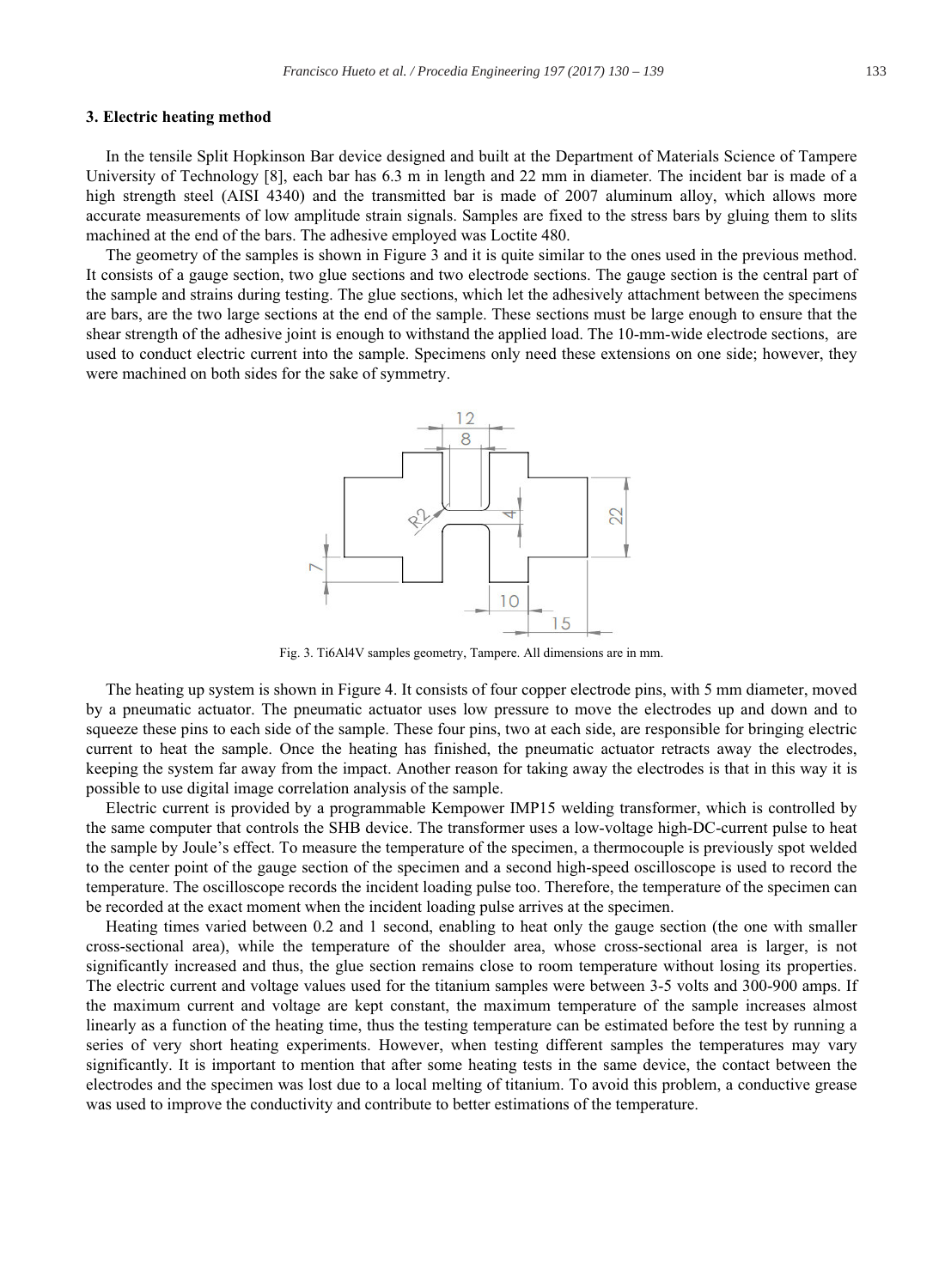## 3. Electric heating method

In the tensile Split Hopkinson Bar device designed and built at the Department of Materials Science of Tampere University of Technology [8], each bar has 6.3 m in length and 22 mm in diameter. The incident bar is made of a high strength steel (AISI 4340) and the transmitted bar is made of 2007 aluminum alloy, which allows more accurate measurements of low amplitude strain signals. Samples are fixed to the stress bars by gluing them to slits machined at the end of the bars. The adhesive employed was Loctite 480.

The geometry of the samples is shown in Figure 3 and it is quite similar to the ones used in the previous method. It consists of a gauge section, two glue sections and two electrode sections. The gauge section is the central part of the sample and strains during testing. The glue sections, which let the adhesively attachment between the specimens are bars, are the two large sections at the end of the sample. These sections must be large enough to ensure that the shear strength of the adhesive joint is enough to withstand the applied load. The 10-mm-wide electrode sections, are used to conduct electric current into the sample. Specimens only need these extensions on one side; however, they were machined on both sides for the sake of symmetry.

Fig. 3. Ti6Al4V samples geometry, Tampere. All dimensions are in mm.

The heating up system is shown in Figure 4. It consists of four copper electrode pins, with 5 mm diameter, moved by a pneumatic actuator. The pneumatic actuator uses low pressure to move the electrodes up and down and to squeeze these pins to each side of the sample. These four pins, two at each side, are responsible for bringing electric current to heat the sample. Once the heating has finished, the pneumatic actuator retracts away the electrodes, keeping the system far away from the impact. Another reason for taking away the electrodes is that in this way it is possible to use digital image correlation analysis of the sample.

Electric current is provided by a programmable Kempower IMP15 welding transformer, which is controlled by the same computer that controls the SHB device. The transformer uses a low-voltage high-DC-current pulse to heat the sample by Joule's effect. To measure the temperature of the specimen, a thermocouple is previously spot welded to the center point of the gauge section of the specimen and a second high-speed oscilloscope is used to record the temperature. The oscilloscope records the incident loading pulse too. Therefore, the temperature of the specimen can be recorded at the exact moment when the incident loading pulse arrives at the specimen.

Heating times varied between 0.2 and 1 second, enabling to heat only the gauge section (the one with smaller cross-sectional area), while the temperature of the shoulder area, whose cross-sectional area is larger, is not significantly increased and thus, the glue section remains close to room temperature without losing its properties. The electric current and voltage values used for the titanium samples were between 3-5 volts and 300-900 amps. If the maximum current and voltage are kept constant, the maximum temperature of the sample increases almost linearly as a function of the heating time, thus the testing temperature can be estimated before the test by running a series of very short heating experiments. However, when testing different samples the temperatures may vary significantly. It is important to mention that after some heating tests in the same device, the contact between the electrodes and the specimen was lost due to a local melting of titanium. To avoid this problem, a conductive grease was used to improve the conductivity and contribute to better estimations of the temperature.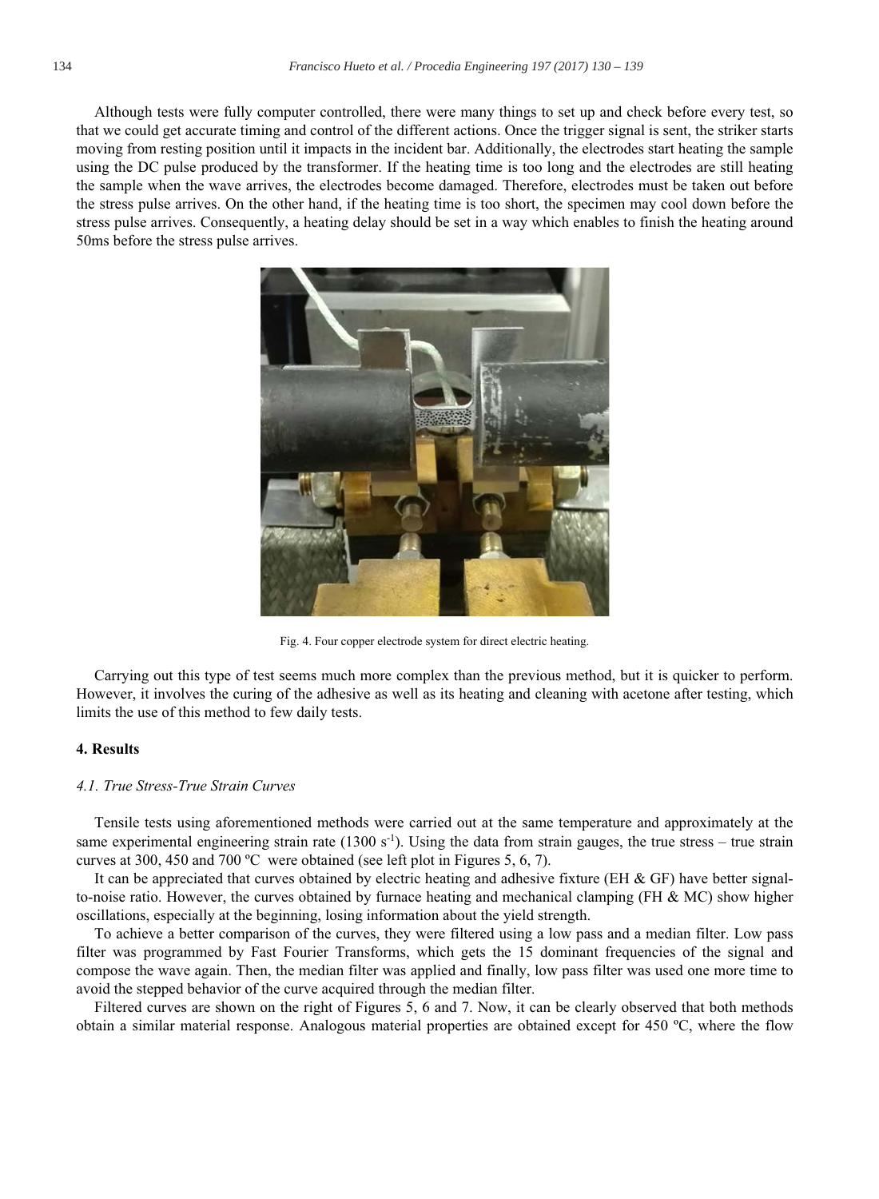Although tests were fully computer controlled, there were many things to set up and check before every test, so that we could get accurate timing and control of the different actions. Once the trigger signal is sent, the striker starts moving from resting position until it impacts in the incident bar. Additionally, the electrodes start heating the sample using the DC pulse produced by the transformer. If the heating time is too long and the electrodes are still heating the sample when the wave arrives, the electrodes become damaged. Therefore, electrodes must be taken out before the stress pulse arrives. On the other hand, if the heating time is too short, the specimen may cool down before the stress pulse arrives. Consequently, a heating delay should be set in a way which enables to finish the heating around 50ms before the stress pulse arrives.

Fig. 4. Four copper electrode system for direct electric heating.

Carrying out this type of test seems much more complex than the previous method, but it is quicker to perform. However, it involves the curing of the adhesive as well as its heating and cleaning with acetone after testing, which limits the use of this method to few daily tests.

## 4. Results

### *4.1. True Stress-True Strain Curves*

Tensile tests using aforementioned methods were carried out at the same temperature and approximately at the same experimental engineering strain rate (1300 $s^{-1}$). Using the data from strain gauges, the true stress – true strain curves at 300, 450 and 700 ºC were obtained (see left plot in Figures 5, 6, 7).

It can be appreciated that curves obtained by electric heating and adhesive fixture (EH & GF) have better signal-to-noise ratio. However, the curves obtained by furnace heating and mechanical clamping (FH & MC) show higher oscillations, especially at the beginning, losing information about the yield strength.

To achieve a better comparison of the curves, they were filtered using a low pass and a median filter. Low pass filter was programmed by Fast Fourier Transforms, which gets the 15 dominant frequencies of the signal and compose the wave again. Then, the median filter was applied and finally, low pass filter was used one more time to avoid the stepped behavior of the curve acquired through the median filter.

Filtered curves are shown on the right of Figures 5, 6 and 7. Now, it can be clearly observed that both methods obtain a similar material response. Analogous material properties are obtained except for 450 ºC, where the flow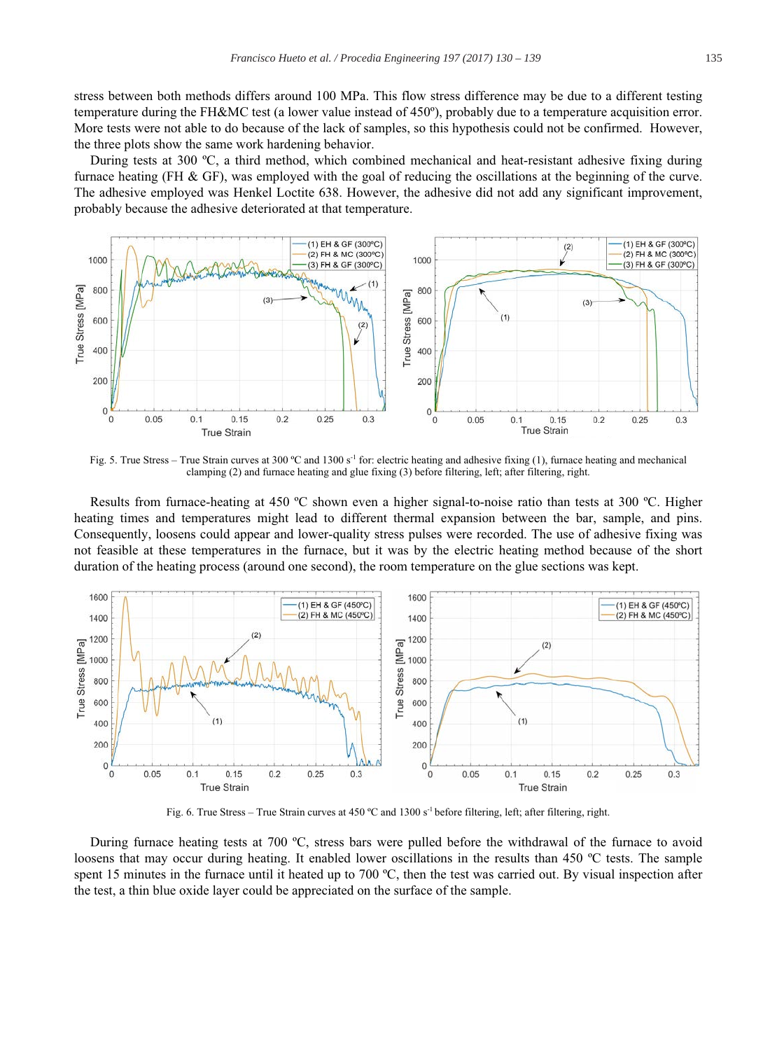stress between both methods differs around 100 MPa. This flow stress difference may be due to a different testing temperature during the FH&MC test (a lower value instead of 450º), probably due to a temperature acquisition error. More tests were not able to do because of the lack of samples, so this hypothesis could not be confirmed. However, the three plots show the same work hardening behavior.

During tests at 300 ºC, a third method, which combined mechanical and heat-resistant adhesive fixing during furnace heating (FH & GF), was employed with the goal of reducing the oscillations at the beginning of the curve. The adhesive employed was Henkel Loctite 638. However, the adhesive did not add any significant improvement, probably because the adhesive deteriorated at that temperature.

Fig. 5. True Stress – True Strain curves at 300 ºC and 1300 $s^{-1}$ for: electric heating and adhesive fixing (1), furnace heating and mechanical clamping (2) and furnace heating and glue fixing (3) before filtering, left; after filtering, right.

Results from furnace-heating at 450 ºC shown even a higher signal-to-noise ratio than tests at 300 ºC. Higher heating times and temperatures might lead to different thermal expansion between the bar, sample, and pins. Consequently, loosens could appear and lower-quality stress pulses were recorded. The use of adhesive fixing was not feasible at these temperatures in the furnace, but it was by the electric heating method because of the short duration of the heating process (around one second), the room temperature on the glue sections was kept.

Fig. 6. True Stress – True Strain curves at 450 ºC and 1300 $s^{-1}$ before filtering, left; after filtering, right.

During furnace heating tests at 700 ºC, stress bars were pulled before the withdrawal of the furnace to avoid loosens that may occur during heating. It enabled lower oscillations in the results than 450 ºC tests. The sample spent 15 minutes in the furnace until it heated up to 700 ºC, then the test was carried out. By visual inspection after the test, a thin blue oxide layer could be appreciated on the surface of the sample.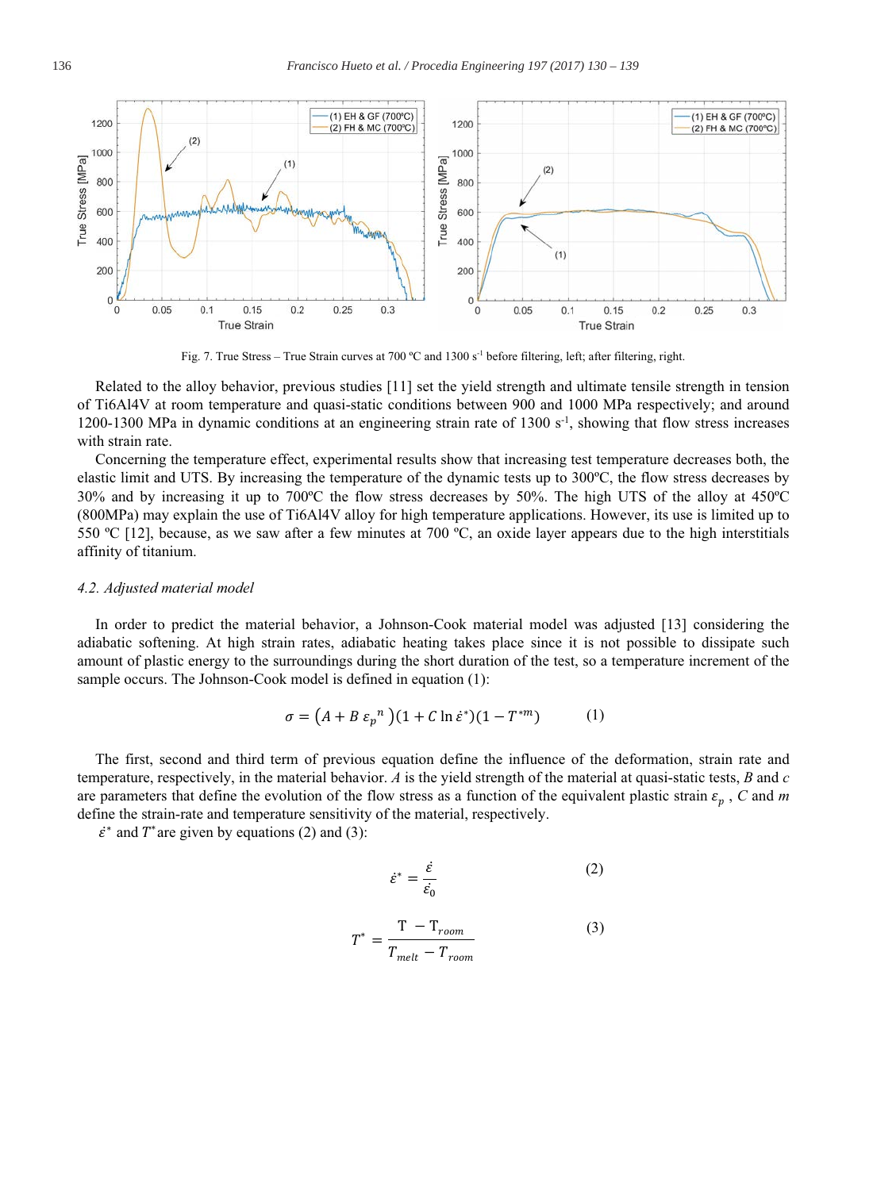Fig. 7. True Stress – True Strain curves at 700 ºC and 1300 s$^{-1}$ before filtering, left; after filtering, right.

Related to the alloy behavior, previous studies [11] set the yield strength and ultimate tensile strength in tension of Ti6Al4V at room temperature and quasi-static conditions between 900 and 1000 MPa respectively; and around 1200-1300 MPa in dynamic conditions at an engineering strain rate of 1300 s$^{-1}$, showing that flow stress increases with strain rate.

Concerning the temperature effect, experimental results show that increasing test temperature decreases both, the elastic limit and UTS. By increasing the temperature of the dynamic tests up to 300ºC, the flow stress decreases by 30% and by increasing it up to 700ºC the flow stress decreases by 50%. The high UTS of the alloy at 450ºC (800MPa) may explain the use of Ti6Al4V alloy for high temperature applications. However, its use is limited up to 550 ºC [12], because, as we saw after a few minutes at 700 ºC, an oxide layer appears due to the high interstitials affinity of titanium.

### 4.2. Adjusted material model

In order to predict the material behavior, a Johnson-Cook material model was adjusted [13] considering the adiabatic softening. At high strain rates, adiabatic heating takes place since it is not possible to dissipate such amount of plastic energy to the surroundings during the short duration of the test, so a temperature increment of the sample occurs. The Johnson-Cook model is defined in equation (1):

$$\sigma = \left(A + B\, \varepsilon_p{}^n\right)\left(1 + C \ln \dot{\varepsilon}^*\right)\left(1 - T^{*m}\right) \qquad (1)$$

The first, second and third term of previous equation define the influence of the deformation, strain rate and temperature, respectively, in the material behavior. *A* is the yield strength of the material at quasi-static tests, *B* and *c* are parameters that define the evolution of the flow stress as a function of the equivalent plastic strain $\varepsilon_p$ , *C* and *m* define the strain-rate and temperature sensitivity of the material, respectively.

$\dot{\varepsilon}^*$ and $T^*$ are given by equations (2) and (3):

$$\dot{\varepsilon}^* = \frac{\dot{\varepsilon}}{\dot{\varepsilon}_0} \qquad (2)$$

$$T^* = \frac{T - T_{room}}{T_{melt} - T_{room}} \qquad (3)$$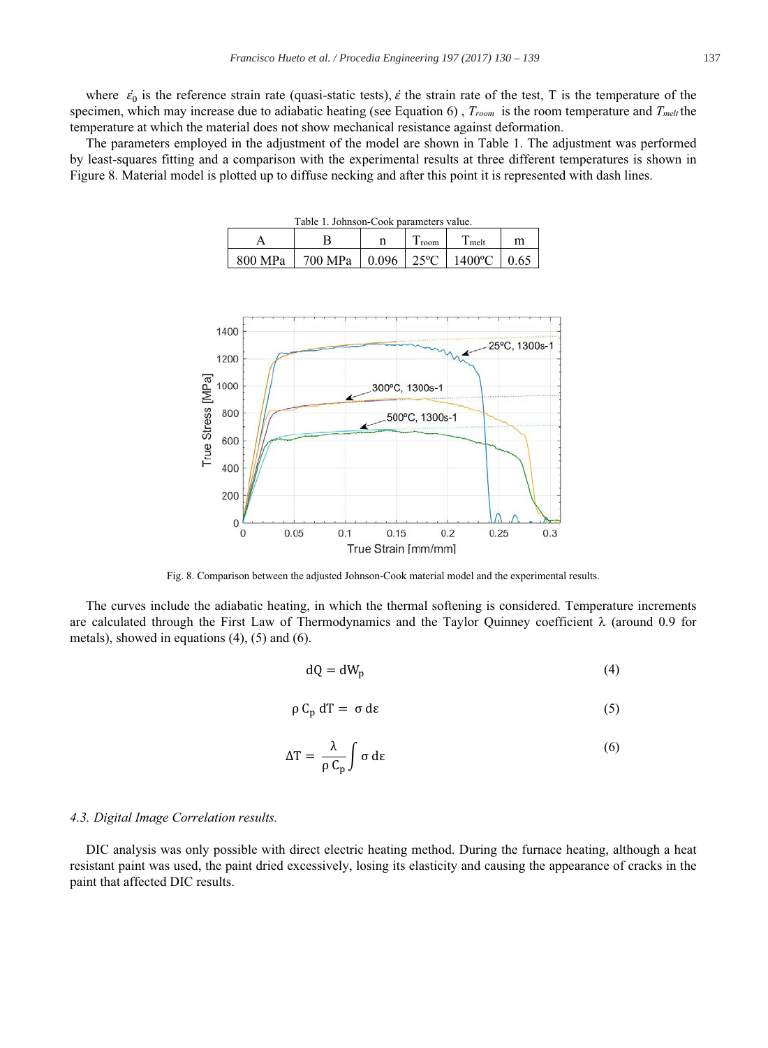where $\dot{\varepsilon}_0$ is the reference strain rate (quasi-static tests), $\dot{\varepsilon}$ the strain rate of the test, T is the temperature of the specimen, which may increase due to adiabatic heating (see Equation 6) , $T_{room}$ is the room temperature and $T_{melt}$ the temperature at which the material does not show mechanical resistance against deformation.

The parameters employed in the adjustment of the model are shown in Table 1. The adjustment was performed by least-squares fitting and a comparison with the experimental results at three different temperatures is shown in Figure 8. Material model is plotted up to diffuse necking and after this point it is represented with dash lines.

Table 1. Johnson-Cook parameters value.

| A | B | n | $T_{room}$ | $T_{melt}$ | m |
|---|---|---|---|---|---|
| 800 MPa | 700 MPa | 0.096 | 25ºC | 1400ºC | 0.65 |

Fig. 8. Comparison between the adjusted Johnson-Cook material model and the experimental results.

The curves include the adiabatic heating, in which the thermal softening is considered. Temperature increments are calculated through the First Law of Thermodynamics and the Taylor Quinney coefficient λ (around 0.9 for metals), showed in equations (4), (5) and (6).

$$dQ = dW_p \tag{4}$$

$$\rho\, C_p\, dT = \sigma\, d\varepsilon \tag{5}$$

$$\Delta T = \frac{\lambda}{\rho\, C_p} \int \sigma\, d\varepsilon \tag{6}$$

### 4.3. Digital Image Correlation results.

DIC analysis was only possible with direct electric heating method. During the furnace heating, although a heat resistant paint was used, the paint dried excessively, losing its elasticity and causing the appearance of cracks in the paint that affected DIC results.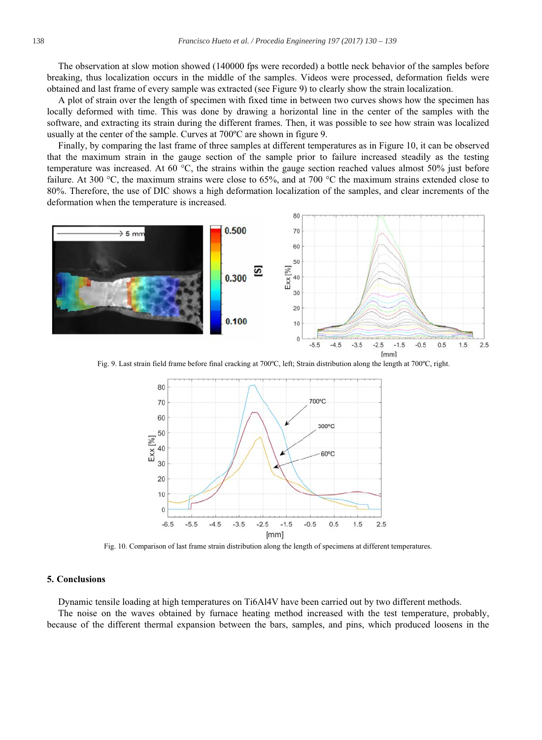The observation at slow motion showed (140000 fps were recorded) a bottle neck behavior of the samples before breaking, thus localization occurs in the middle of the samples. Videos were processed, deformation fields were obtained and last frame of every sample was extracted (see Figure 9) to clearly show the strain localization.

A plot of strain over the length of specimen with fixed time in between two curves shows how the specimen has locally deformed with time. This was done by drawing a horizontal line in the center of the samples with the software, and extracting its strain during the different frames. Then, it was possible to see how strain was localized usually at the center of the sample. Curves at 700ºC are shown in figure 9.

Finally, by comparing the last frame of three samples at different temperatures as in Figure 10, it can be observed that the maximum strain in the gauge section of the sample prior to failure increased steadily as the testing temperature was increased. At 60 °C, the strains within the gauge section reached values almost 50% just before failure. At 300 °C, the maximum strains were close to 65%, and at 700 °C the maximum strains extended close to 80%. Therefore, the use of DIC shows a high deformation localization of the samples, and clear increments of the deformation when the temperature is increased.

Fig. 9. Last strain field frame before final cracking at 700ºC, left; Strain distribution along the length at 700ºC, right.

Fig. 10. Comparison of last frame strain distribution along the length of specimens at different temperatures.

## 5. Conclusions

Dynamic tensile loading at high temperatures on Ti6Al4V have been carried out by two different methods.

The noise on the waves obtained by furnace heating method increased with the test temperature, probably, because of the different thermal expansion between the bars, samples, and pins, which produced loosens in the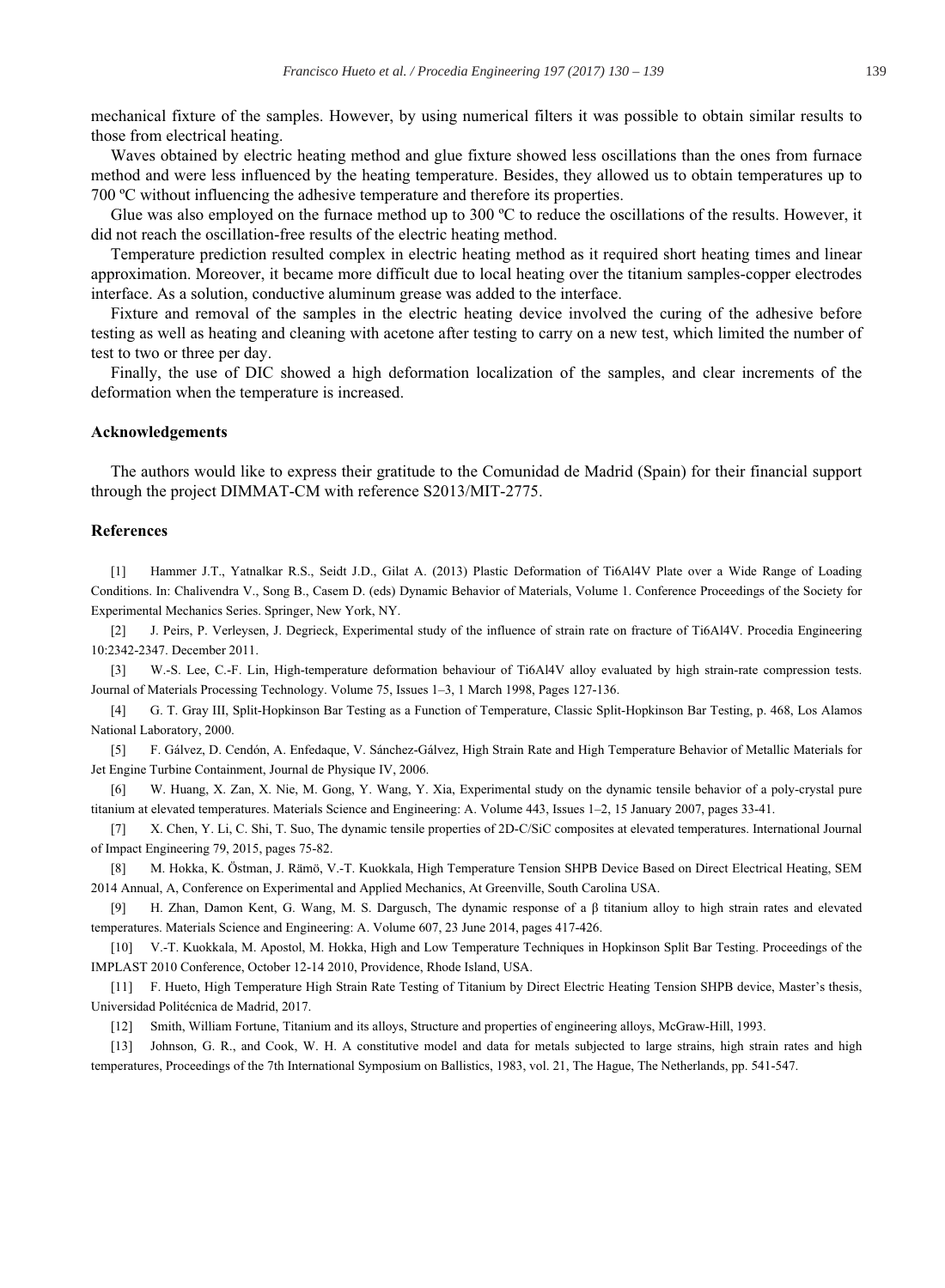mechanical fixture of the samples. However, by using numerical filters it was possible to obtain similar results to those from electrical heating.

Waves obtained by electric heating method and glue fixture showed less oscillations than the ones from furnace method and were less influenced by the heating temperature. Besides, they allowed us to obtain temperatures up to 700 ºC without influencing the adhesive temperature and therefore its properties.

Glue was also employed on the furnace method up to 300 ºC to reduce the oscillations of the results. However, it did not reach the oscillation-free results of the electric heating method.

Temperature prediction resulted complex in electric heating method as it required short heating times and linear approximation. Moreover, it became more difficult due to local heating over the titanium samples-copper electrodes interface. As a solution, conductive aluminum grease was added to the interface.

Fixture and removal of the samples in the electric heating device involved the curing of the adhesive before testing as well as heating and cleaning with acetone after testing to carry on a new test, which limited the number of test to two or three per day.

Finally, the use of DIC showed a high deformation localization of the samples, and clear increments of the deformation when the temperature is increased.

## Acknowledgements

The authors would like to express their gratitude to the Comunidad de Madrid (Spain) for their financial support through the project DIMMAT-CM with reference S2013/MIT-2775.

## References

[1] Hammer J.T., Yatnalkar R.S., Seidt J.D., Gilat A. (2013) Plastic Deformation of Ti6Al4V Plate over a Wide Range of Loading Conditions. In: Chalivendra V., Song B., Casem D. (eds) Dynamic Behavior of Materials, Volume 1. Conference Proceedings of the Society for Experimental Mechanics Series. Springer, New York, NY.

[2] J. Peirs, P. Verleysen, J. Degrieck, Experimental study of the influence of strain rate on fracture of Ti6Al4V. Procedia Engineering 10:2342-2347. December 2011.

[3] W.-S. Lee, C.-F. Lin, High-temperature deformation behaviour of Ti6Al4V alloy evaluated by high strain-rate compression tests. Journal of Materials Processing Technology. Volume 75, Issues 1–3, 1 March 1998, Pages 127-136.

[4] G. T. Gray III, Split-Hopkinson Bar Testing as a Function of Temperature, Classic Split-Hopkinson Bar Testing, p. 468, Los Alamos National Laboratory, 2000.

[5] F. Gálvez, D. Cendón, A. Enfedaque, V. Sánchez-Gálvez, High Strain Rate and High Temperature Behavior of Metallic Materials for Jet Engine Turbine Containment, Journal de Physique IV, 2006.

[6] W. Huang, X. Zan, X. Nie, M. Gong, Y. Wang, Y. Xia, Experimental study on the dynamic tensile behavior of a poly-crystal pure titanium at elevated temperatures. Materials Science and Engineering: A. Volume 443, Issues 1–2, 15 January 2007, pages 33-41.

[7] X. Chen, Y. Li, C. Shi, T. Suo, The dynamic tensile properties of 2D-C/SiC composites at elevated temperatures. International Journal of Impact Engineering 79, 2015, pages 75-82.

[8] M. Hokka, K. Östman, J. Rämö, V.-T. Kuokkala, High Temperature Tension SHPB Device Based on Direct Electrical Heating, SEM 2014 Annual, A, Conference on Experimental and Applied Mechanics, At Greenville, South Carolina USA.

[9] H. Zhan, Damon Kent, G. Wang, M. S. Dargusch, The dynamic response of a β titanium alloy to high strain rates and elevated temperatures. Materials Science and Engineering: A. Volume 607, 23 June 2014, pages 417-426.

[10] V.-T. Kuokkala, M. Apostol, M. Hokka, High and Low Temperature Techniques in Hopkinson Split Bar Testing. Proceedings of the IMPLAST 2010 Conference, October 12-14 2010, Providence, Rhode Island, USA.

[11] F. Hueto, High Temperature High Strain Rate Testing of Titanium by Direct Electric Heating Tension SHPB device, Master's thesis, Universidad Politécnica de Madrid, 2017.

[12] Smith, William Fortune, Titanium and its alloys, Structure and properties of engineering alloys, McGraw-Hill, 1993.

[13] Johnson, G. R., and Cook, W. H. A constitutive model and data for metals subjected to large strains, high strain rates and high temperatures, Proceedings of the 7th International Symposium on Ballistics, 1983, vol. 21, The Hague, The Netherlands, pp. 541-547.